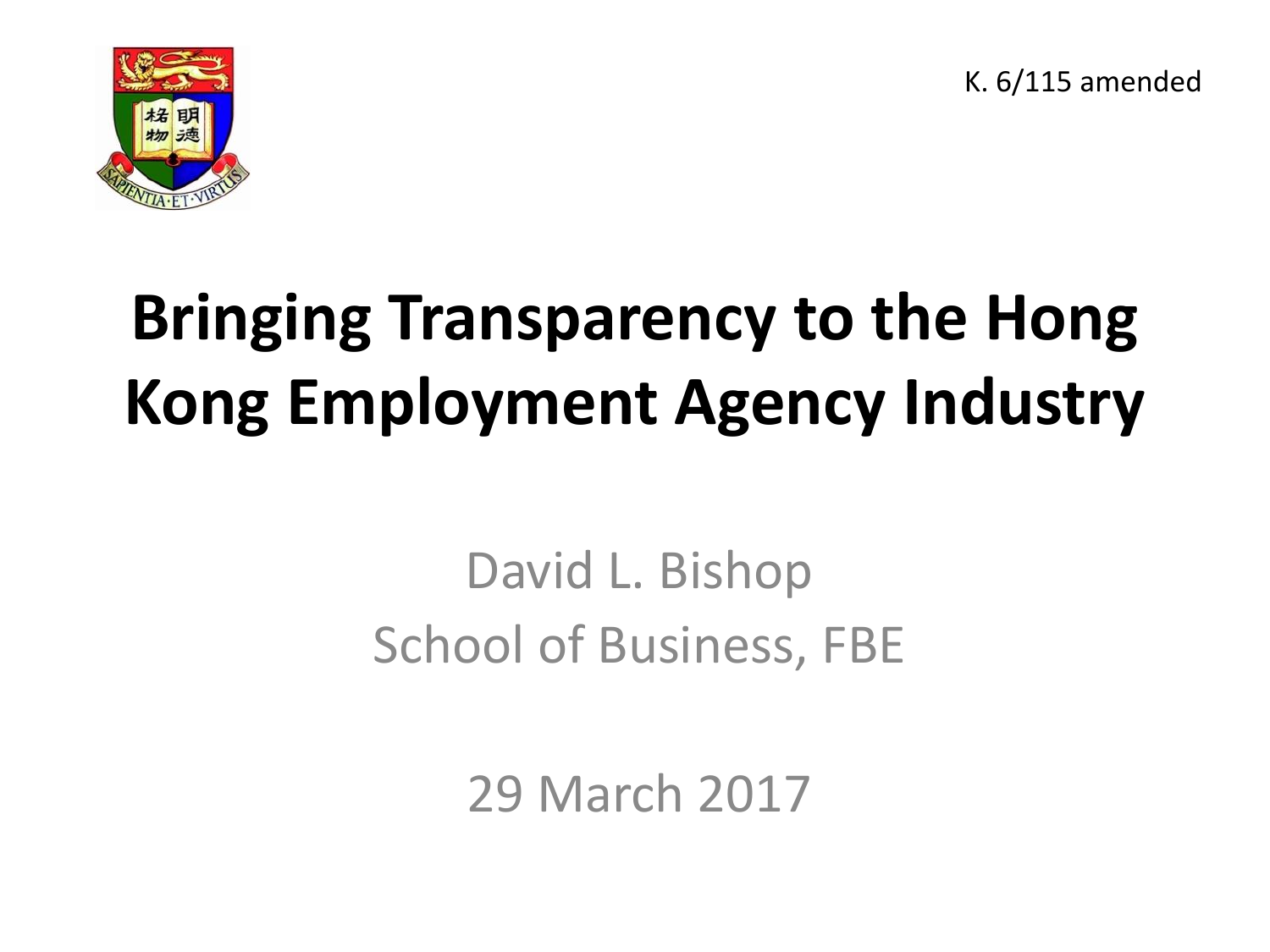K. 6/115 amended

# Bringing Transparency to the Hong Kong Employment Agency Industry

David L. Bishop
School of Business, FBE

29 March 2017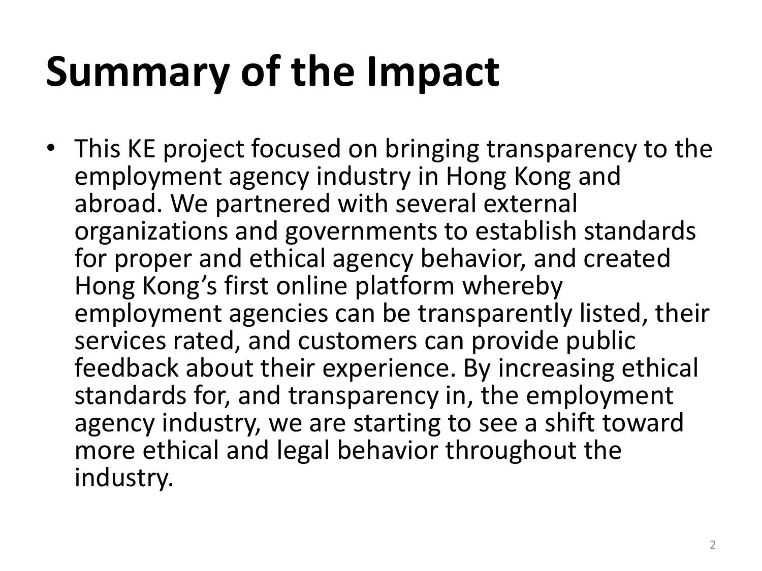# Summary of the Impact

- This KE project focused on bringing transparency to the employment agency industry in Hong Kong and abroad. We partnered with several external organizations and governments to establish standards for proper and ethical agency behavior, and created Hong Kong's first online platform whereby employment agencies can be transparently listed, their services rated, and customers can provide public feedback about their experience. By increasing ethical standards for, and transparency in, the employment agency industry, we are starting to see a shift toward more ethical and legal behavior throughout the industry.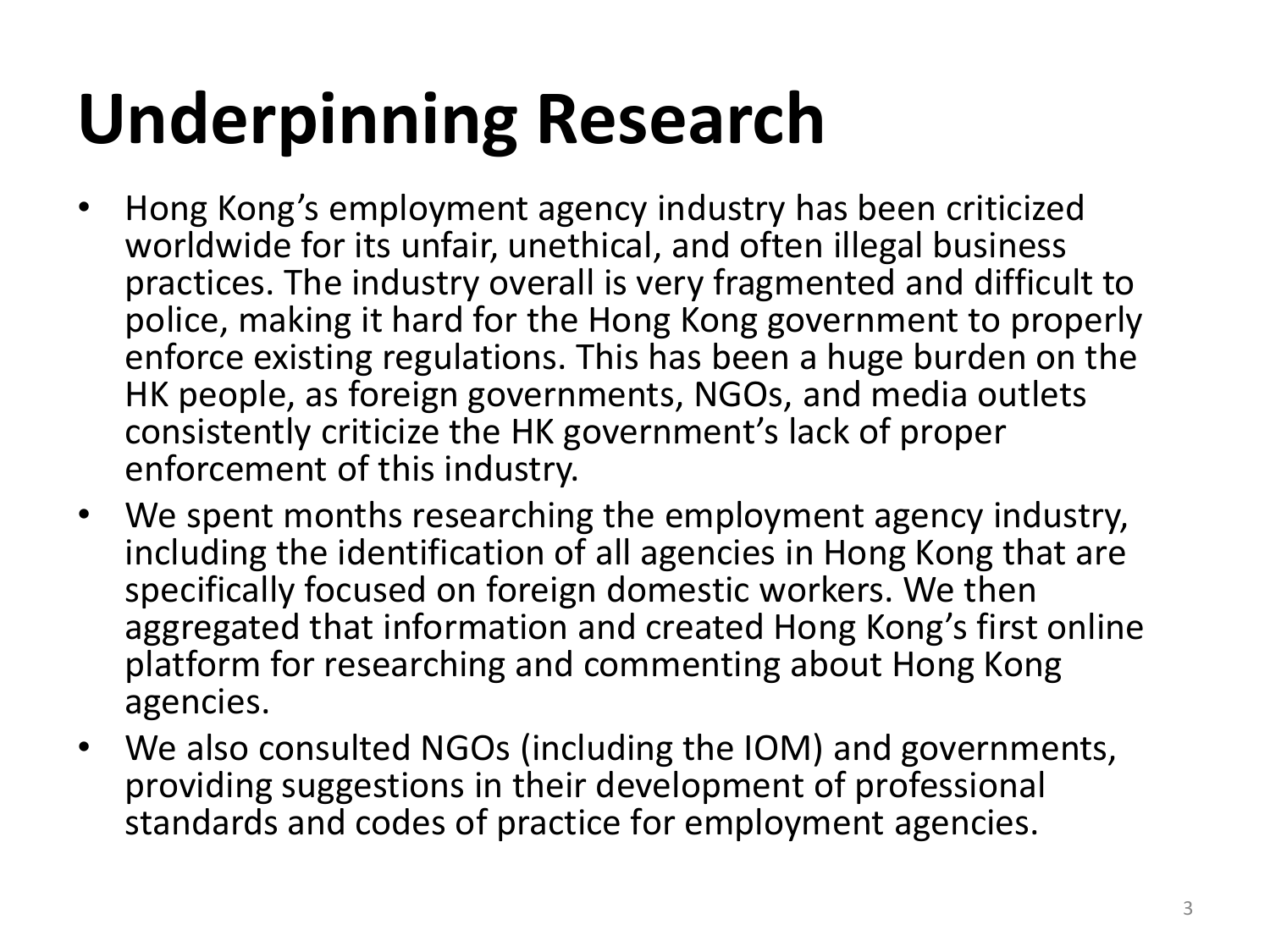# Underpinning Research

- Hong Kong's employment agency industry has been criticized worldwide for its unfair, unethical, and often illegal business practices. The industry overall is very fragmented and difficult to police, making it hard for the Hong Kong government to properly enforce existing regulations. This has been a huge burden on the HK people, as foreign governments, NGOs, and media outlets consistently criticize the HK government's lack of proper enforcement of this industry.
- We spent months researching the employment agency industry, including the identification of all agencies in Hong Kong that are specifically focused on foreign domestic workers. We then aggregated that information and created Hong Kong's first online platform for researching and commenting about Hong Kong agencies.
- We also consulted NGOs (including the IOM) and governments, providing suggestions in their development of professional standards and codes of practice for employment agencies.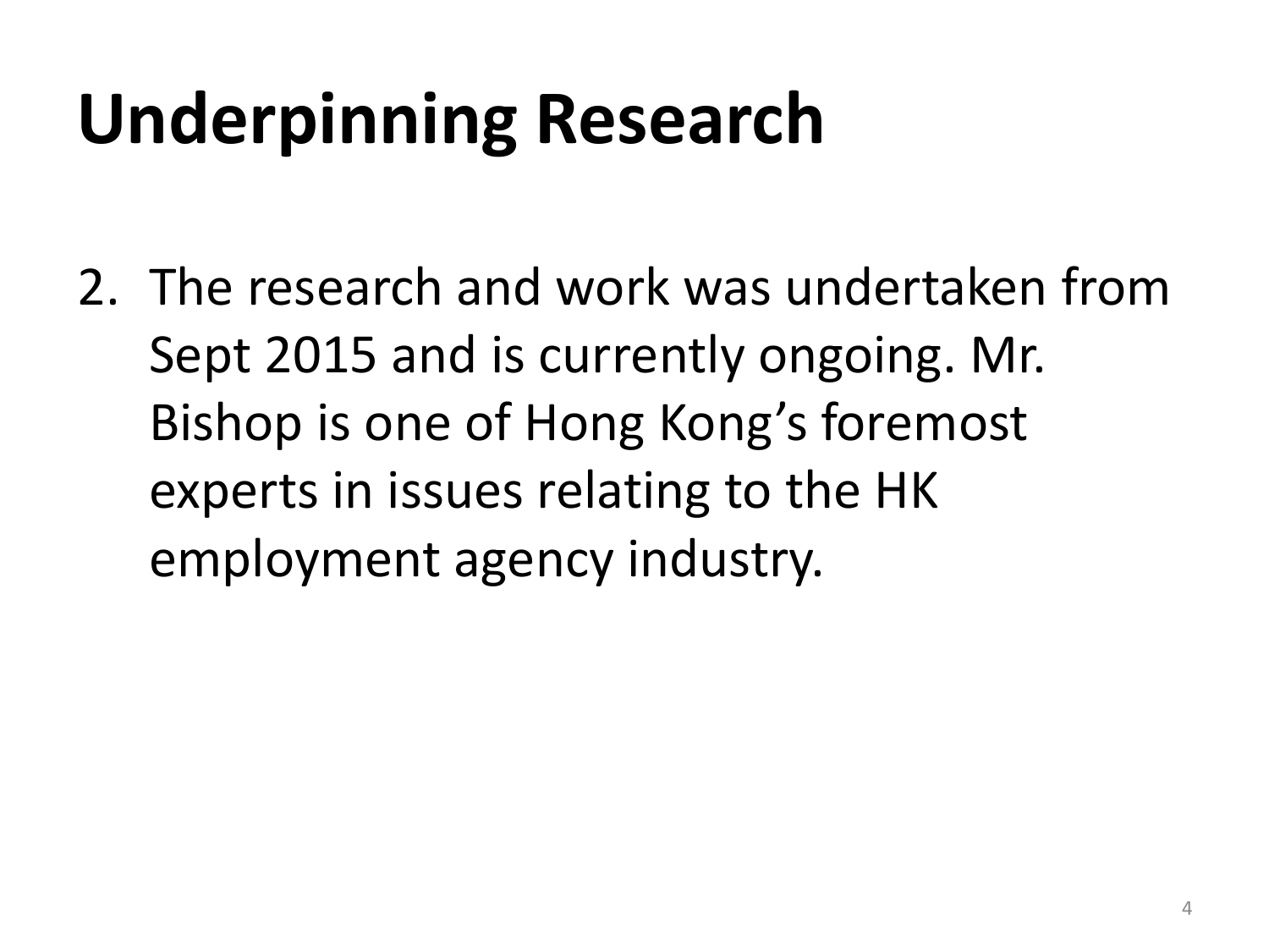# Underpinning Research

2. The research and work was undertaken from Sept 2015 and is currently ongoing. Mr. Bishop is one of Hong Kong's foremost experts in issues relating to the HK employment agency industry.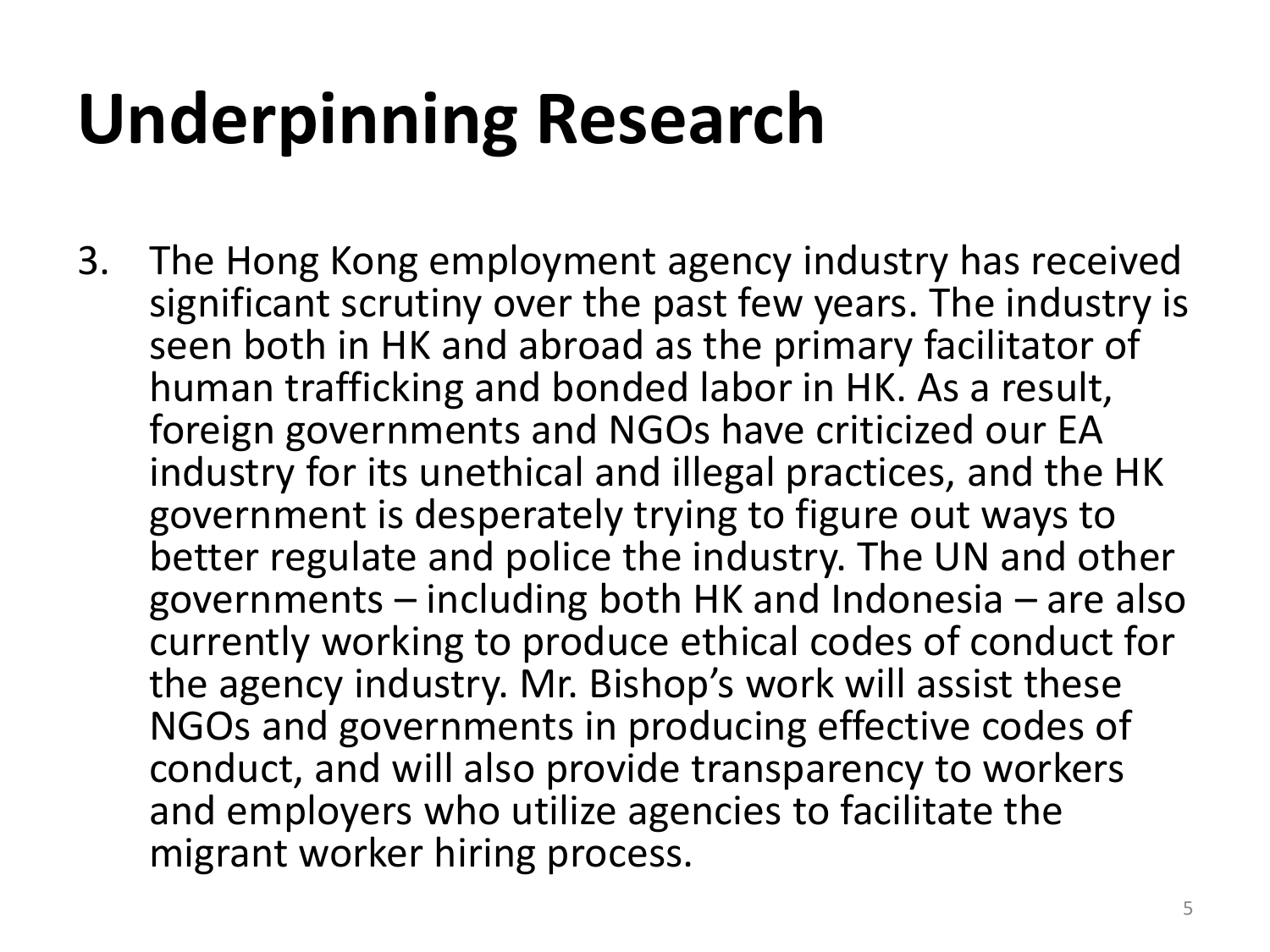# Underpinning Research

3. The Hong Kong employment agency industry has received significant scrutiny over the past few years. The industry is seen both in HK and abroad as the primary facilitator of human trafficking and bonded labor in HK. As a result, foreign governments and NGOs have criticized our EA industry for its unethical and illegal practices, and the HK government is desperately trying to figure out ways to better regulate and police the industry. The UN and other governments – including both HK and Indonesia – are also currently working to produce ethical codes of conduct for the agency industry. Mr. Bishop's work will assist these NGOs and governments in producing effective codes of conduct, and will also provide transparency to workers and employers who utilize agencies to facilitate the migrant worker hiring process.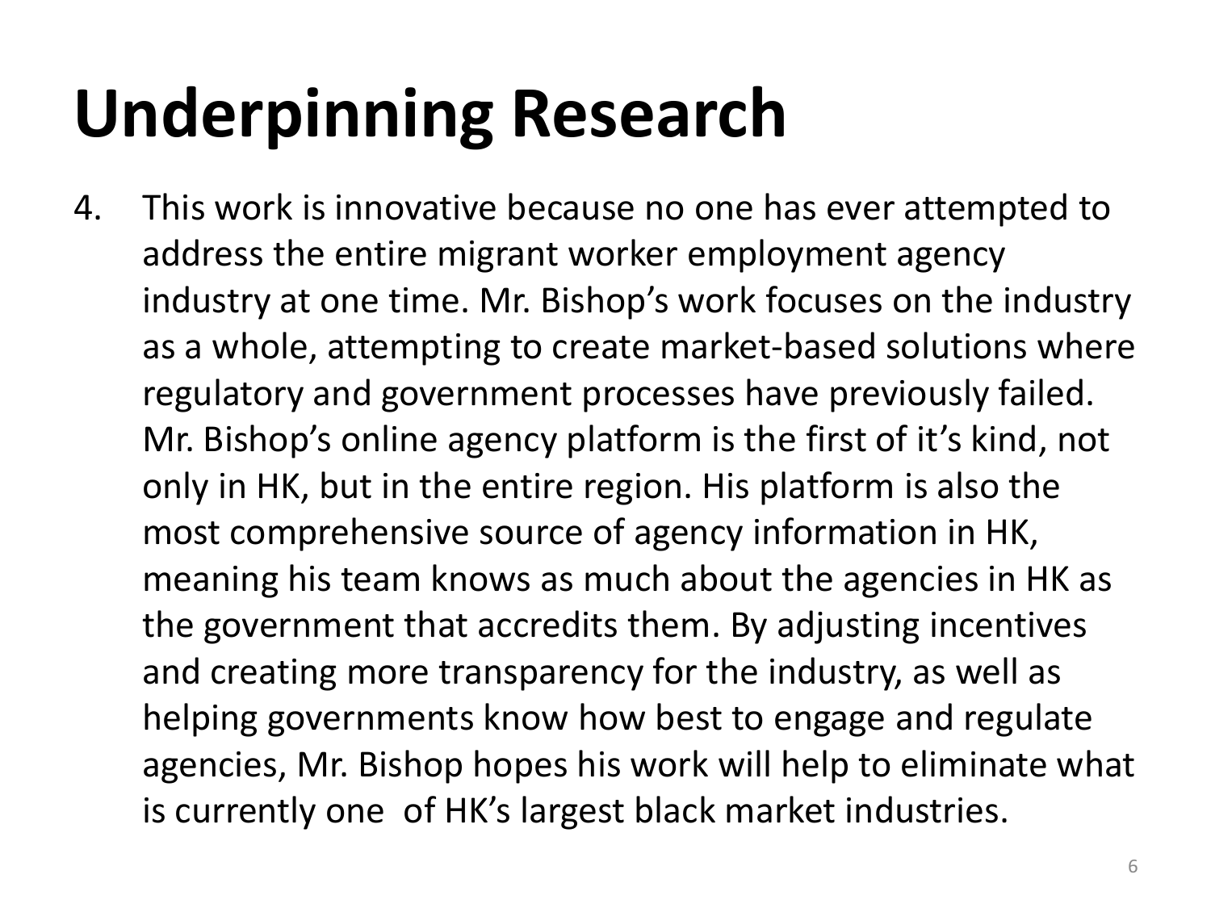# Underpinning Research

4. This work is innovative because no one has ever attempted to address the entire migrant worker employment agency industry at one time. Mr. Bishop's work focuses on the industry as a whole, attempting to create market-based solutions where regulatory and government processes have previously failed. Mr. Bishop's online agency platform is the first of it's kind, not only in HK, but in the entire region. His platform is also the most comprehensive source of agency information in HK, meaning his team knows as much about the agencies in HK as the government that accredits them. By adjusting incentives and creating more transparency for the industry, as well as helping governments know how best to engage and regulate agencies, Mr. Bishop hopes his work will help to eliminate what is currently one of HK's largest black market industries.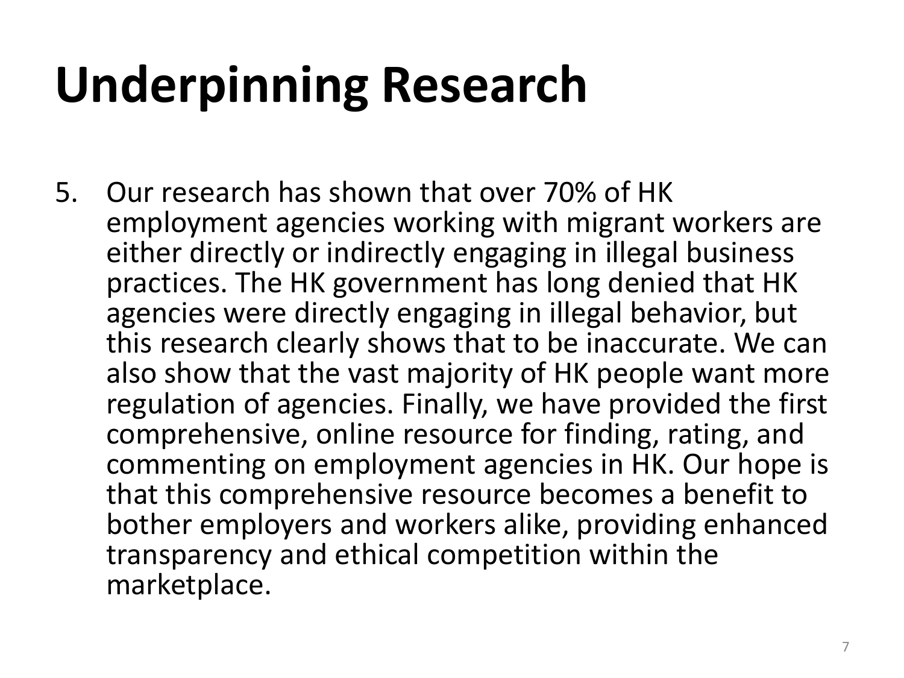# Underpinning Research

5. Our research has shown that over 70% of HK employment agencies working with migrant workers are either directly or indirectly engaging in illegal business practices. The HK government has long denied that HK agencies were directly engaging in illegal behavior, but this research clearly shows that to be inaccurate. We can also show that the vast majority of HK people want more regulation of agencies. Finally, we have provided the first comprehensive, online resource for finding, rating, and commenting on employment agencies in HK. Our hope is that this comprehensive resource becomes a benefit to bother employers and workers alike, providing enhanced transparency and ethical competition within the marketplace.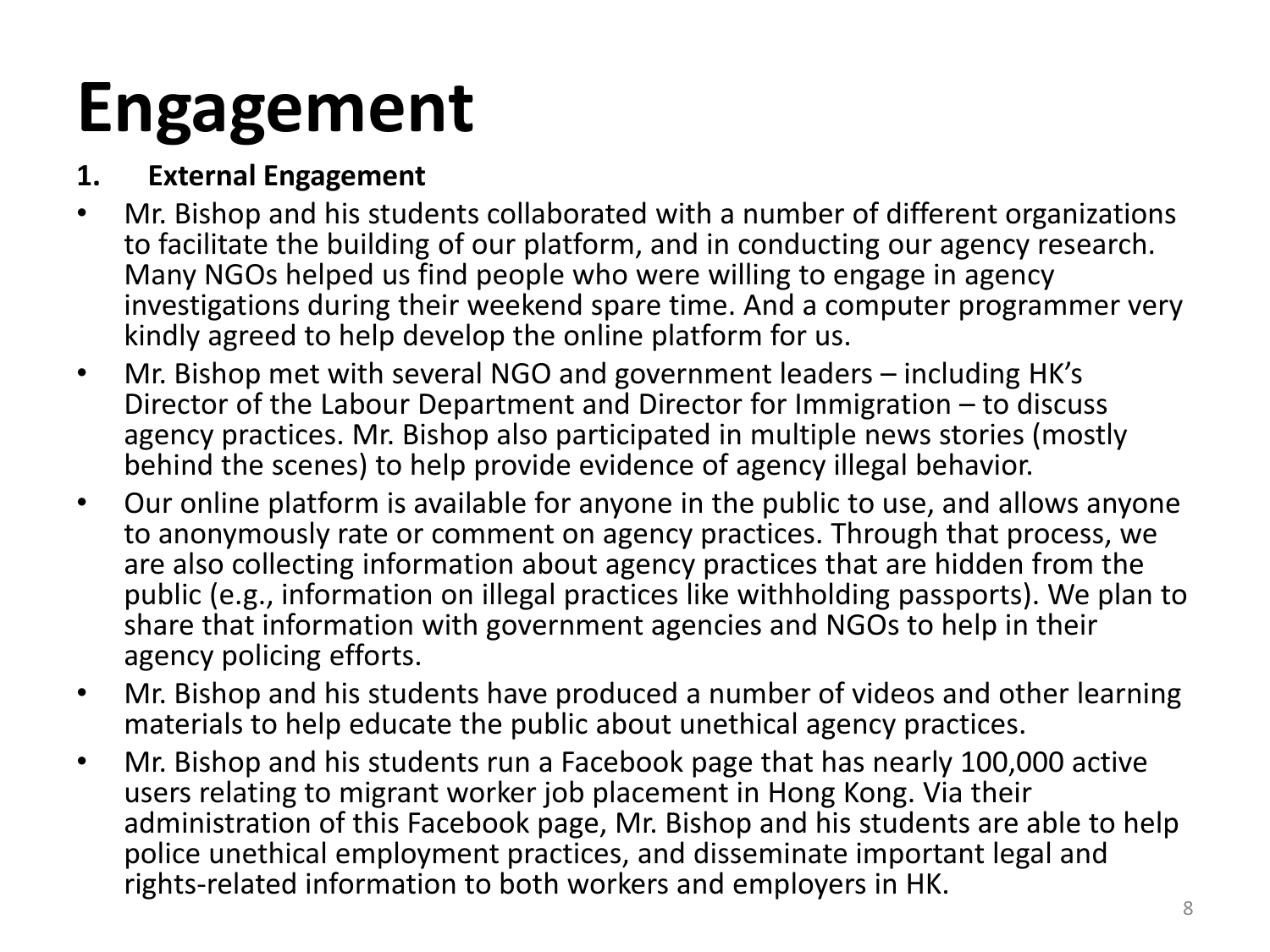# Engagement

**1. External Engagement**

- Mr. Bishop and his students collaborated with a number of different organizations to facilitate the building of our platform, and in conducting our agency research. Many NGOs helped us find people who were willing to engage in agency investigations during their weekend spare time. And a computer programmer very kindly agreed to help develop the online platform for us.
- Mr. Bishop met with several NGO and government leaders – including HK's Director of the Labour Department and Director for Immigration – to discuss agency practices. Mr. Bishop also participated in multiple news stories (mostly behind the scenes) to help provide evidence of agency illegal behavior.
- Our online platform is available for anyone in the public to use, and allows anyone to anonymously rate or comment on agency practices. Through that process, we are also collecting information about agency practices that are hidden from the public (e.g., information on illegal practices like withholding passports). We plan to share that information with government agencies and NGOs to help in their agency policing efforts.
- Mr. Bishop and his students have produced a number of videos and other learning materials to help educate the public about unethical agency practices.
- Mr. Bishop and his students run a Facebook page that has nearly 100,000 active users relating to migrant worker job placement in Hong Kong. Via their administration of this Facebook page, Mr. Bishop and his students are able to help police unethical employment practices, and disseminate important legal and rights-related information to both workers and employers in HK.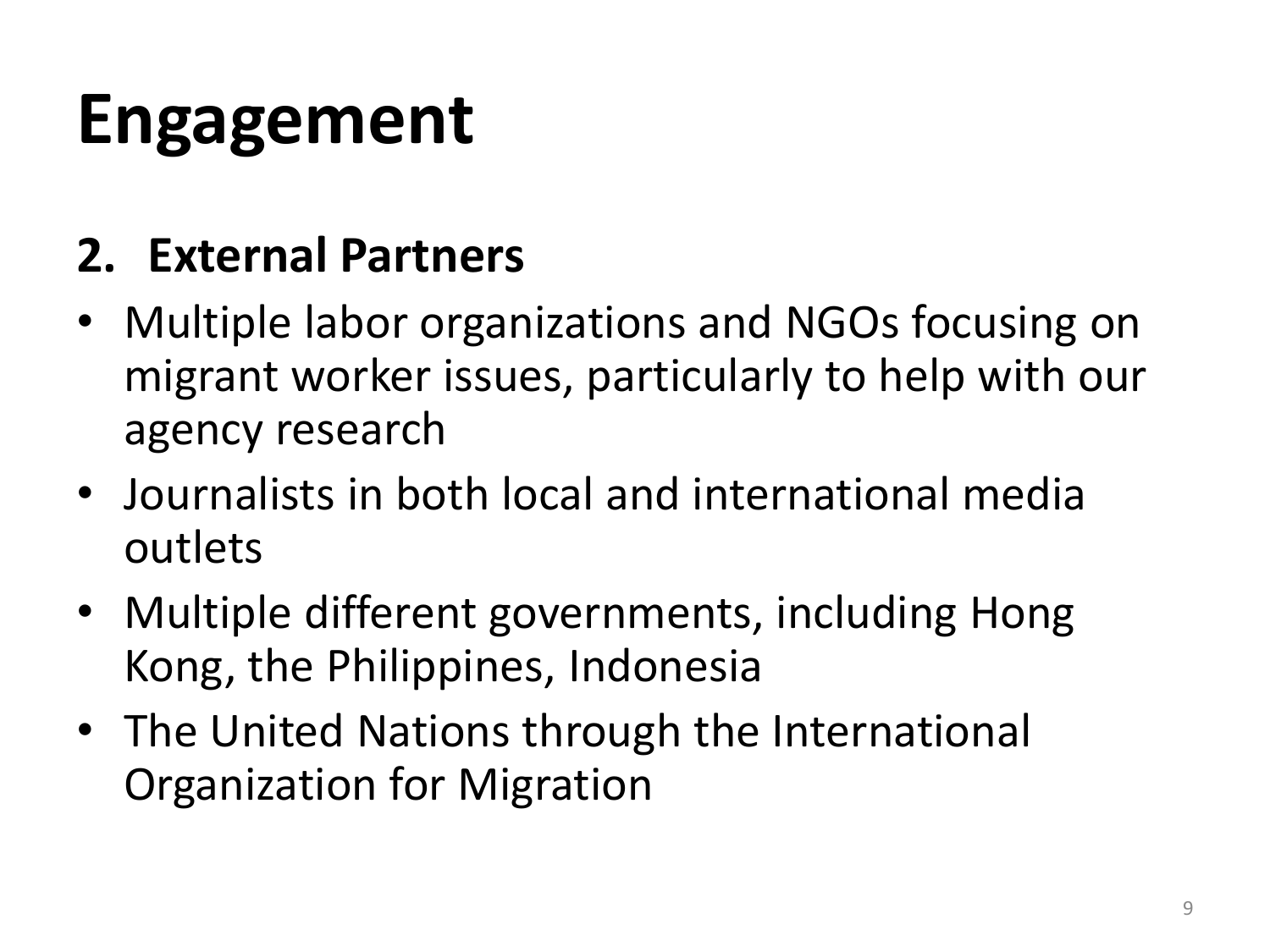# Engagement

## 2. External Partners

- Multiple labor organizations and NGOs focusing on migrant worker issues, particularly to help with our agency research
- Journalists in both local and international media outlets
- Multiple different governments, including Hong Kong, the Philippines, Indonesia
- The United Nations through the International Organization for Migration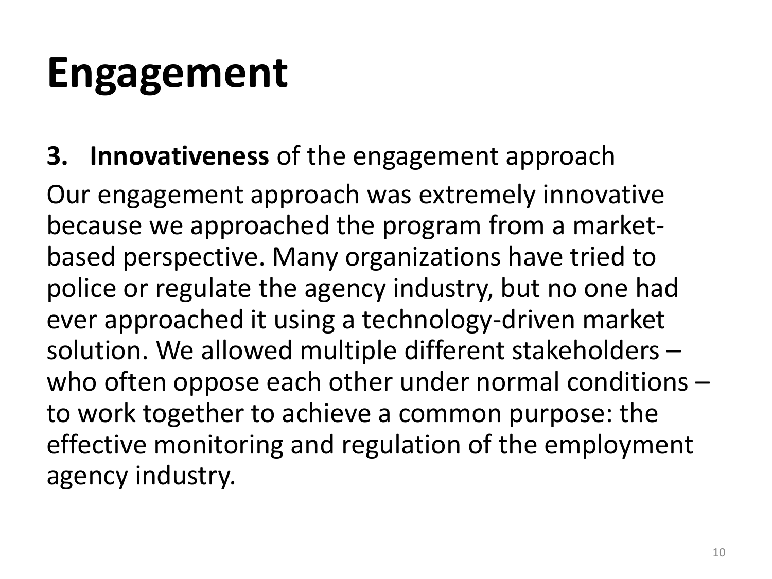# Engagement

**3. Innovativeness** of the engagement approach

Our engagement approach was extremely innovative because we approached the program from a market-based perspective. Many organizations have tried to police or regulate the agency industry, but no one had ever approached it using a technology-driven market solution. We allowed multiple different stakeholders – who often oppose each other under normal conditions – to work together to achieve a common purpose: the effective monitoring and regulation of the employment agency industry.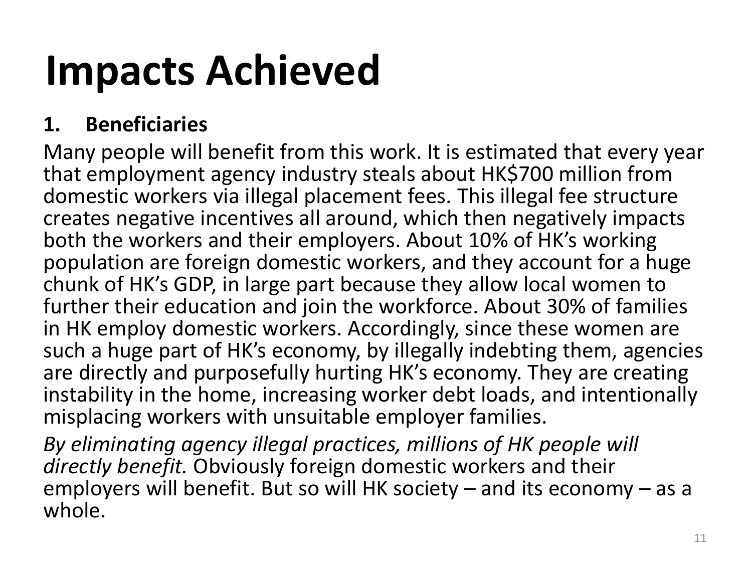# Impacts Achieved

**1. Beneficiaries**

Many people will benefit from this work. It is estimated that every year that employment agency industry steals about HK$700 million from domestic workers via illegal placement fees. This illegal fee structure creates negative incentives all around, which then negatively impacts both the workers and their employers. About 10% of HK's working population are foreign domestic workers, and they account for a huge chunk of HK's GDP, in large part because they allow local women to further their education and join the workforce. About 30% of families in HK employ domestic workers. Accordingly, since these women are such a huge part of HK's economy, by illegally indebting them, agencies are directly and purposefully hurting HK's economy. They are creating instability in the home, increasing worker debt loads, and intentionally misplacing workers with unsuitable employer families.

*By eliminating agency illegal practices, millions of HK people will directly benefit.* Obviously foreign domestic workers and their employers will benefit. But so will HK society – and its economy – as a whole.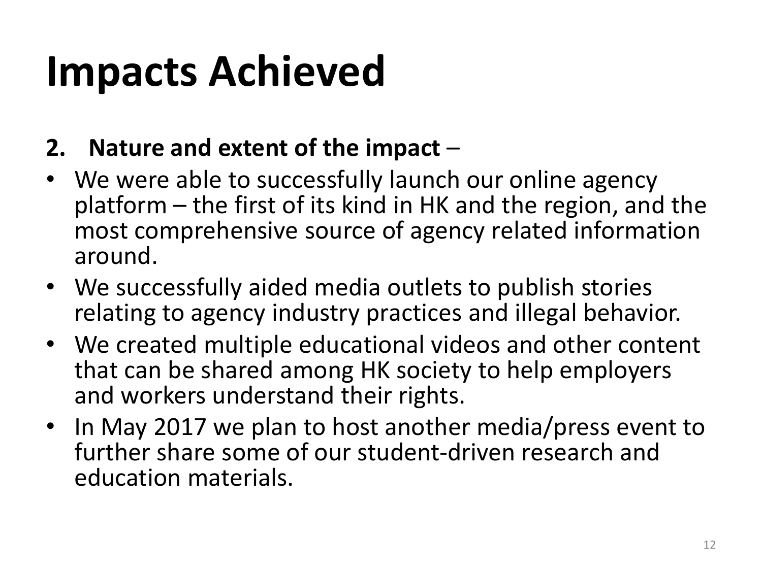# Impacts Achieved

**2. Nature and extent of the impact** –

- We were able to successfully launch our online agency platform – the first of its kind in HK and the region, and the most comprehensive source of agency related information around.
- We successfully aided media outlets to publish stories relating to agency industry practices and illegal behavior.
- We created multiple educational videos and other content that can be shared among HK society to help employers and workers understand their rights.
- In May 2017 we plan to host another media/press event to further share some of our student-driven research and education materials.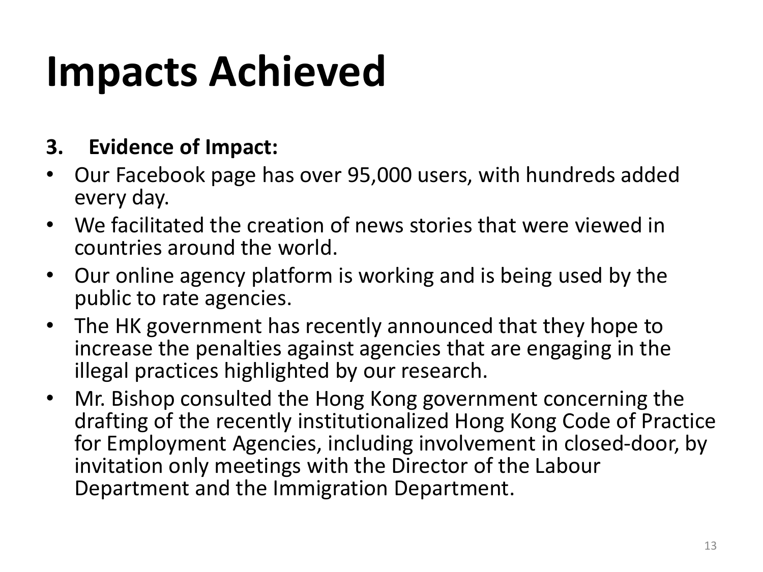# Impacts Achieved

**3. Evidence of Impact:**

- Our Facebook page has over 95,000 users, with hundreds added every day.
- We facilitated the creation of news stories that were viewed in countries around the world.
- Our online agency platform is working and is being used by the public to rate agencies.
- The HK government has recently announced that they hope to increase the penalties against agencies that are engaging in the illegal practices highlighted by our research.
- Mr. Bishop consulted the Hong Kong government concerning the drafting of the recently institutionalized Hong Kong Code of Practice for Employment Agencies, including involvement in closed-door, by invitation only meetings with the Director of the Labour Department and the Immigration Department.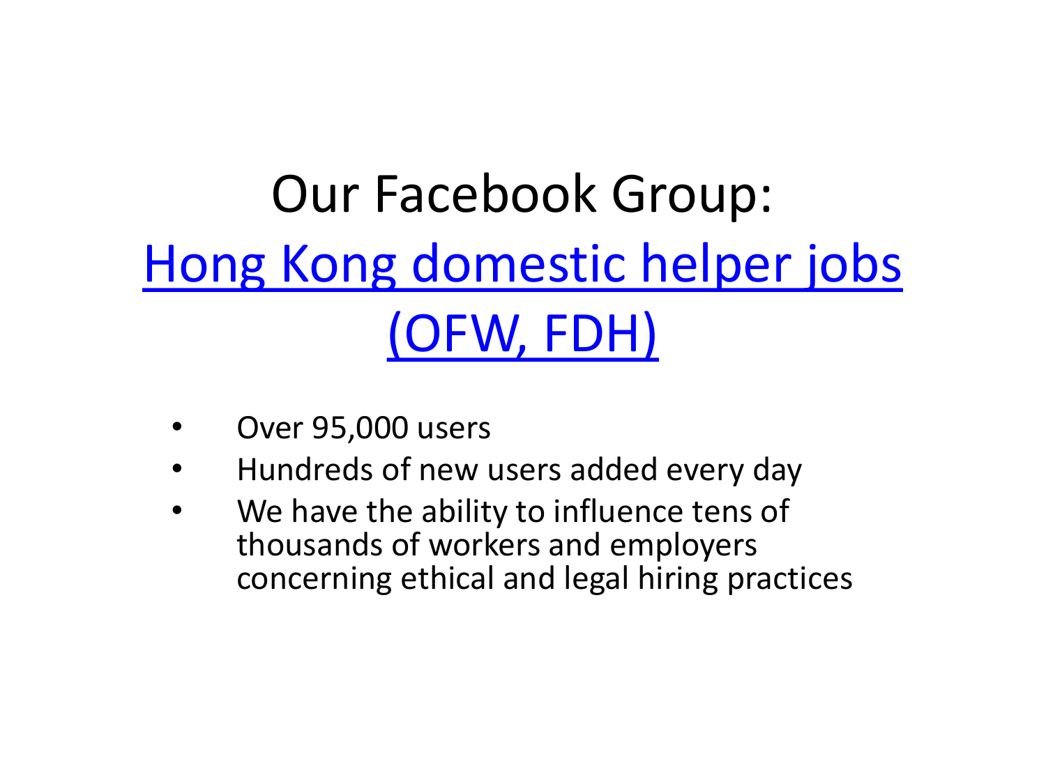# Our Facebook Group: Hong Kong domestic helper jobs (OFW, FDH)

- Over 95,000 users
- Hundreds of new users added every day
- We have the ability to influence tens of thousands of workers and employers concerning ethical and legal hiring practices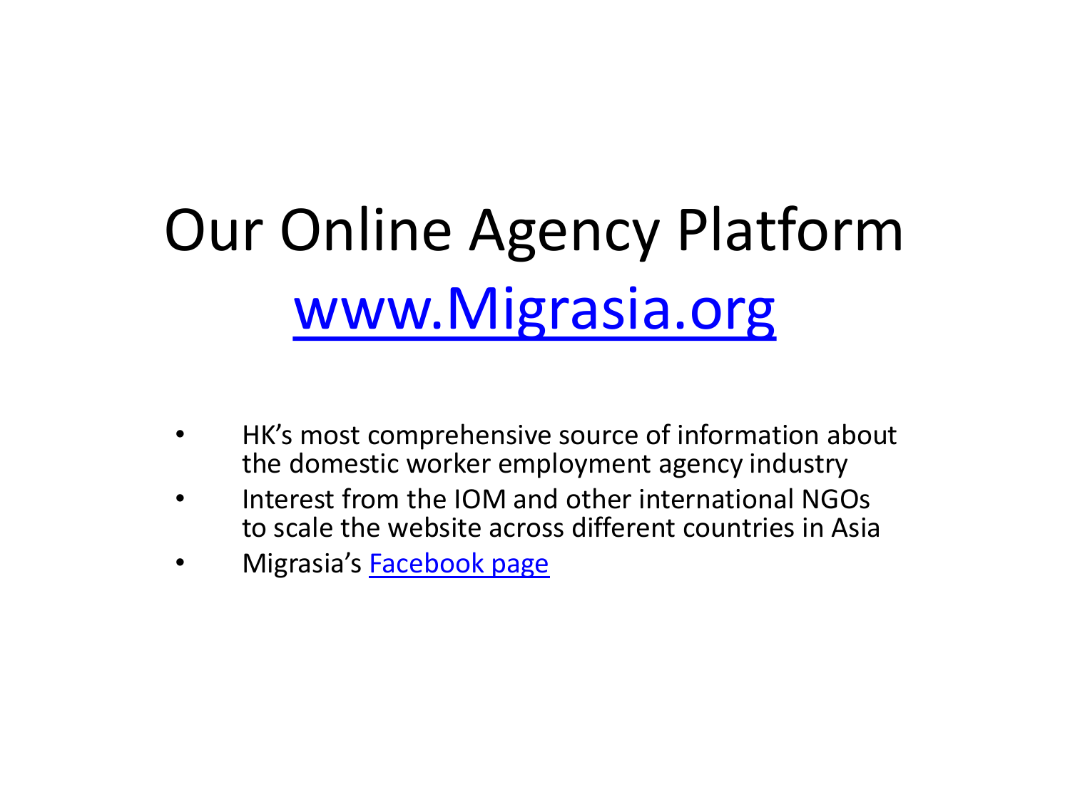# Our Online Agency Platform
# www.Migrasia.org

- HK's most comprehensive source of information about the domestic worker employment agency industry
- Interest from the IOM and other international NGOs to scale the website across different countries in Asia
- Migrasia's Facebook page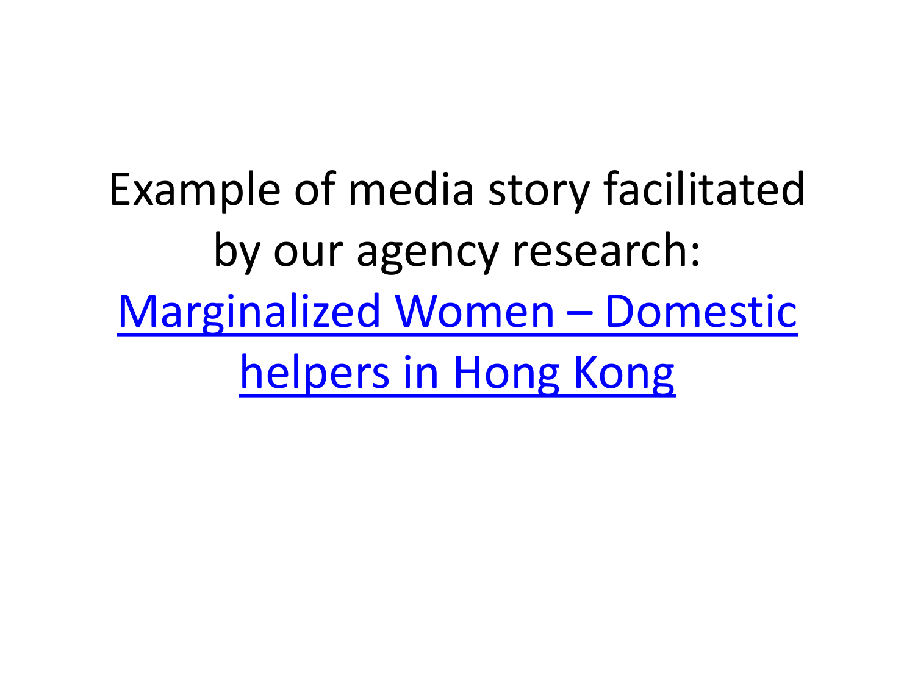Example of media story facilitated by our agency research: Marginalized Women – Domestic helpers in Hong Kong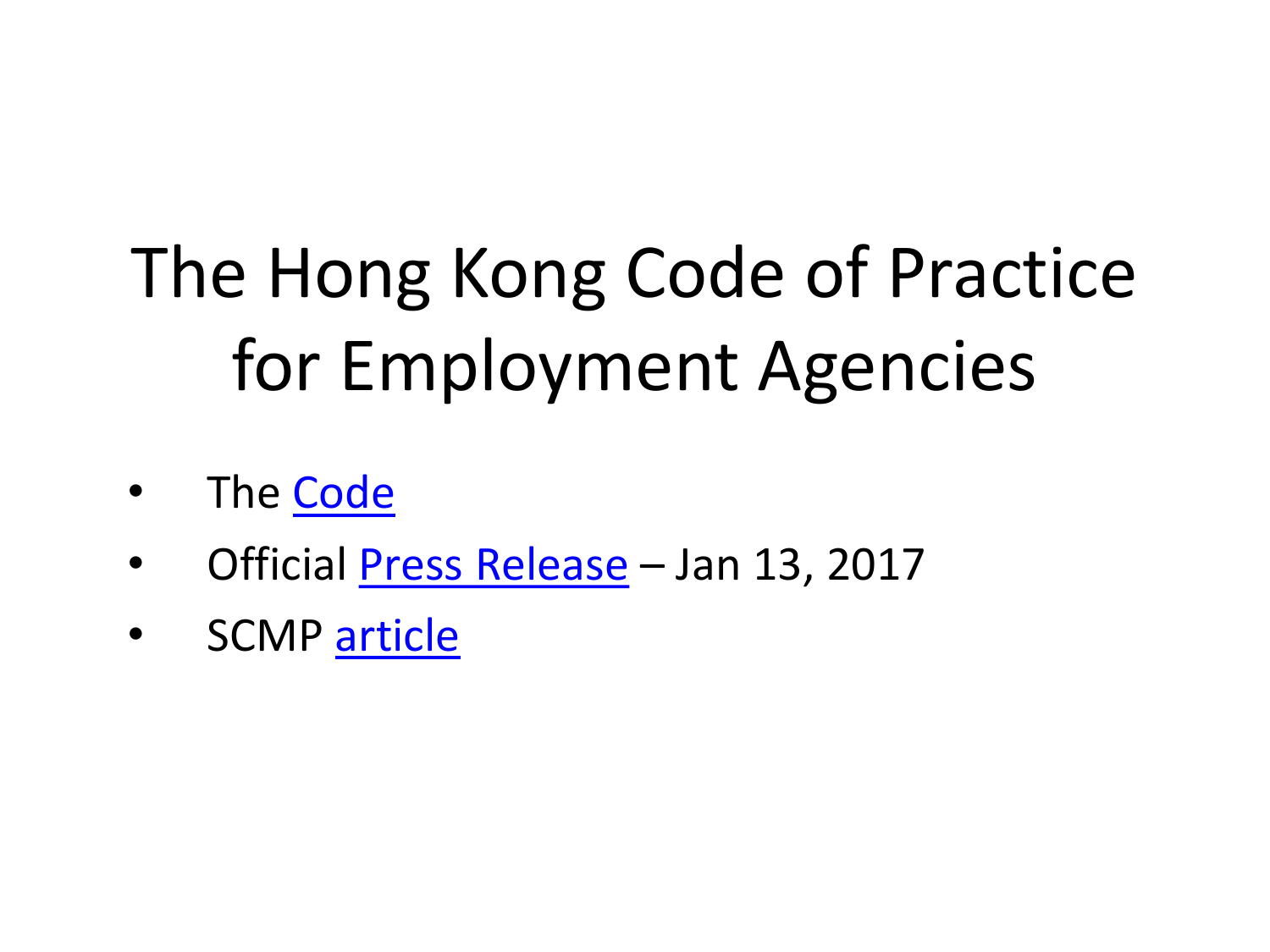# The Hong Kong Code of Practice for Employment Agencies

- The Code
- Official Press Release – Jan 13, 2017
- SCMP article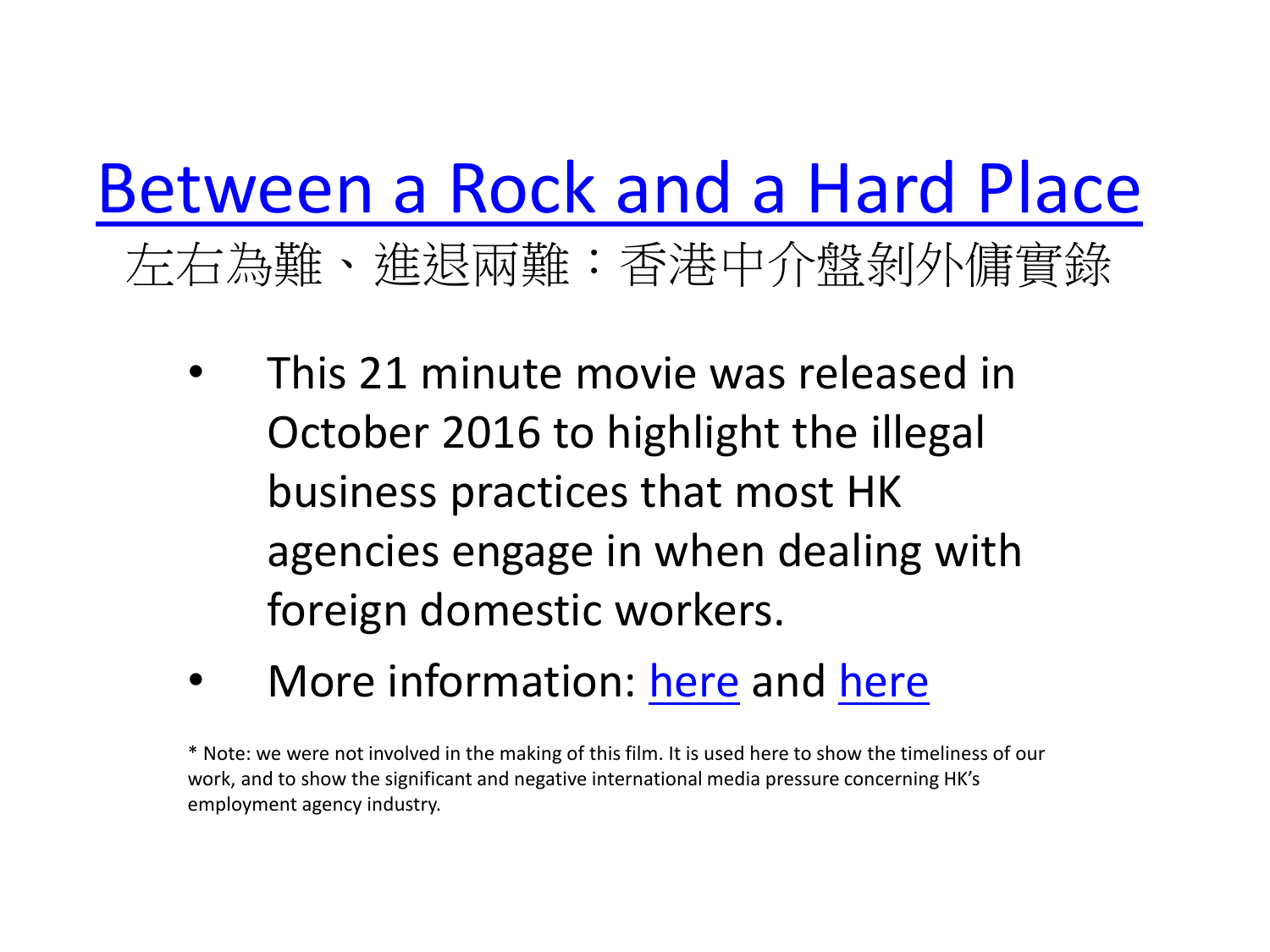# Between a Rock and a Hard Place

左右為難、進退兩難：香港中介盤剝外傭實錄

- This 21 minute movie was released in October 2016 to highlight the illegal business practices that most HK agencies engage in when dealing with foreign domestic workers.
- More information: here and here

* Note: we were not involved in the making of this film. It is used here to show the timeliness of our work, and to show the significant and negative international media pressure concerning HK's employment agency industry.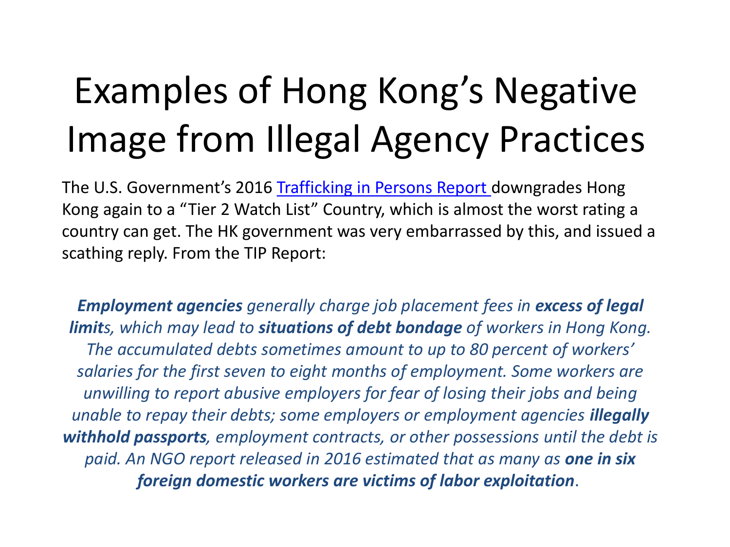# Examples of Hong Kong's Negative Image from Illegal Agency Practices

The U.S. Government's 2016 [Trafficking in Persons Report ]downgrades Hong Kong again to a "Tier 2 Watch List" Country, which is almost the worst rating a country can get. The HK government was very embarrassed by this, and issued a scathing reply. From the TIP Report:

> ***Employment agencies** generally charge job placement fees in **excess of legal limit**s, which may lead to **situations of debt bondage** of workers in Hong Kong. The accumulated debts sometimes amount to up to 80 percent of workers' salaries for the first seven to eight months of employment. Some workers are unwilling to report abusive employers for fear of losing their jobs and being unable to repay their debts; some employers or employment agencies **illegally withhold passports**, employment contracts, or other possessions until the debt is paid. An NGO report released in 2016 estimated that as many as **one in six foreign domestic workers are victims of labor exploitation**.*